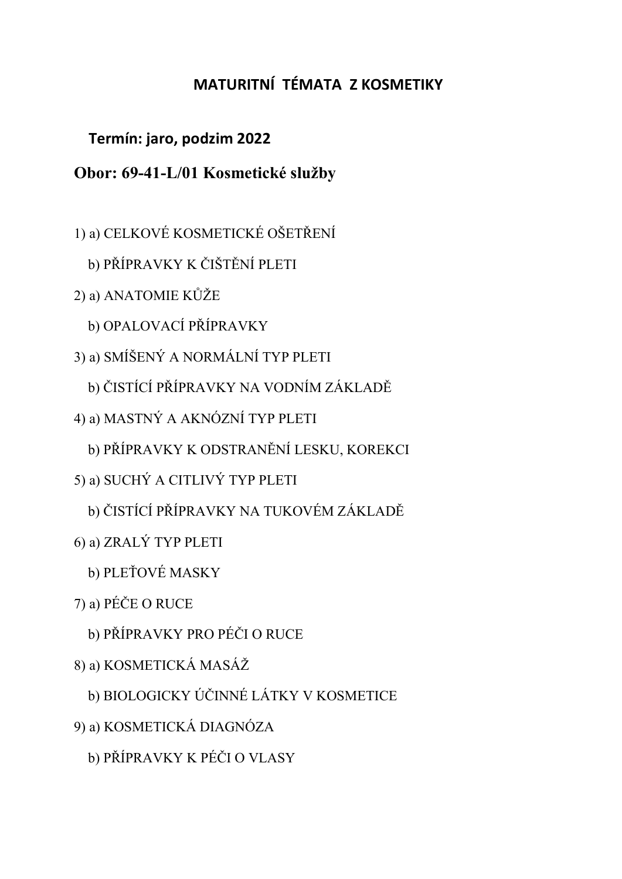# MATURITNÍ TÉMATA Z KOSMETIKY

**Termín: jaro, podzim 2022**

**Obor: 69-41-L/01 Kosmetické služby**

1) a) CELKOVÉ KOSMETICKÉ OŠETŘENÍ

   b) PŘÍPRAVKY K ČIŠTĚNÍ PLETI

2) a) ANATOMIE KŮŽE

   b) OPALOVACÍ PŘÍPRAVKY

3) a) SMÍŠENÝ A NORMÁLNÍ TYP PLETI

   b) ČISTÍCÍ PŘÍPRAVKY NA VODNÍM ZÁKLADĚ

4) a) MASTNÝ A AKNÓZNÍ TYP PLETI

   b) PŘÍPRAVKY K ODSTRANĚNÍ LESKU, KOREKCI

5) a) SUCHÝ A CITLIVÝ TYP PLETI

   b) ČISTÍCÍ PŘÍPRAVKY NA TUKOVÉM ZÁKLADĚ

6) a) ZRALÝ TYP PLETI

   b) PLEŤOVÉ MASKY

7) a) PÉČE O RUCE

   b) PŘÍPRAVKY PRO PÉČI O RUCE

8) a) KOSMETICKÁ MASÁŽ

   b) BIOLOGICKY ÚČINNÉ LÁTKY V KOSMETICE

9) a) KOSMETICKÁ DIAGNÓZA

   b) PŘÍPRAVKY K PÉČI O VLASY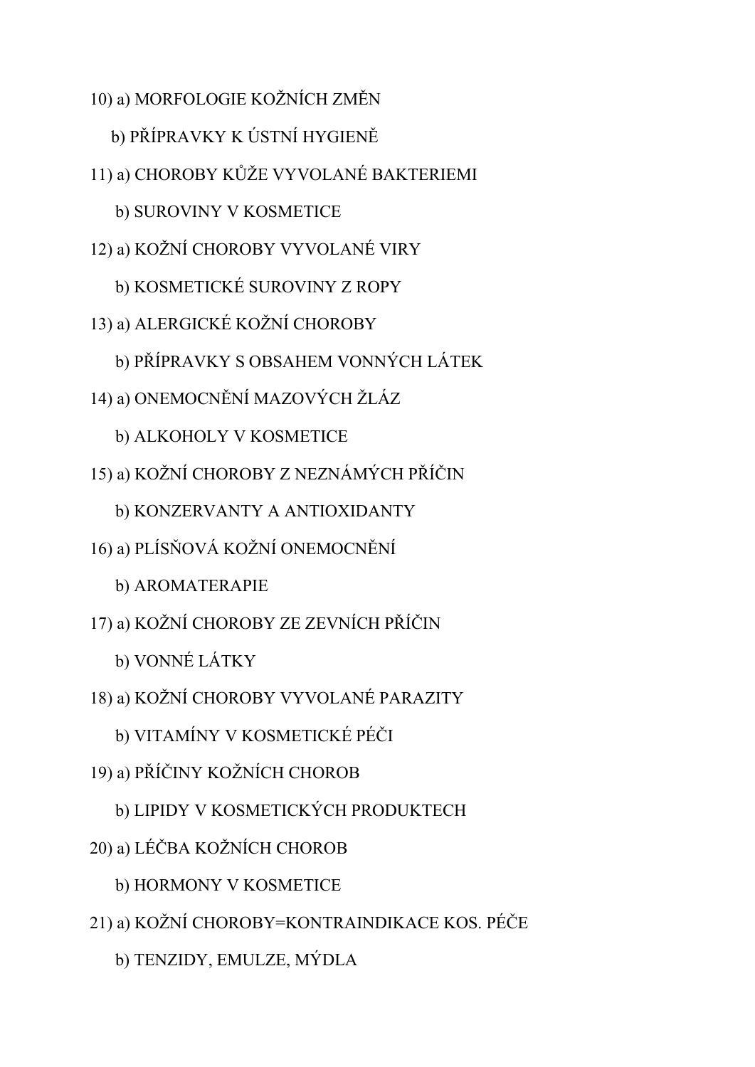10) a) MORFOLOGIE KOŽNÍCH ZMĚN

    b) PŘÍPRAVKY K ÚSTNÍ HYGIENĚ

11) a) CHOROBY KŮŽE VYVOLANÉ BAKTERIEMI

    b) SUROVINY V KOSMETICE

12) a) KOŽNÍ CHOROBY VYVOLANÉ VIRY

    b) KOSMETICKÉ SUROVINY Z ROPY

13) a) ALERGICKÉ KOŽNÍ CHOROBY

    b) PŘÍPRAVKY S OBSAHEM VONNÝCH LÁTEK

14) a) ONEMOCNĚNÍ MAZOVÝCH ŽLÁZ

    b) ALKOHOLY V KOSMETICE

15) a) KOŽNÍ CHOROBY Z NEZNÁMÝCH PŘÍČIN

    b) KONZERVANTY A ANTIOXIDANTY

16) a) PLÍSŇOVÁ KOŽNÍ ONEMOCNĚNÍ

    b) AROMATERAPIE

17) a) KOŽNÍ CHOROBY ZE ZEVNÍCH PŘÍČIN

    b) VONNÉ LÁTKY

18) a) KOŽNÍ CHOROBY VYVOLANÉ PARAZITY

    b) VITAMÍNY V KOSMETICKÉ PÉČI

19) a) PŘÍČINY KOŽNÍCH CHOROB

    b) LIPIDY V KOSMETICKÝCH PRODUKTECH

20) a) LÉČBA KOŽNÍCH CHOROB

    b) HORMONY V KOSMETICE

21) a) KOŽNÍ CHOROBY=KONTRAINDIKACE KOS. PÉČE

    b) TENZIDY, EMULZE, MÝDLA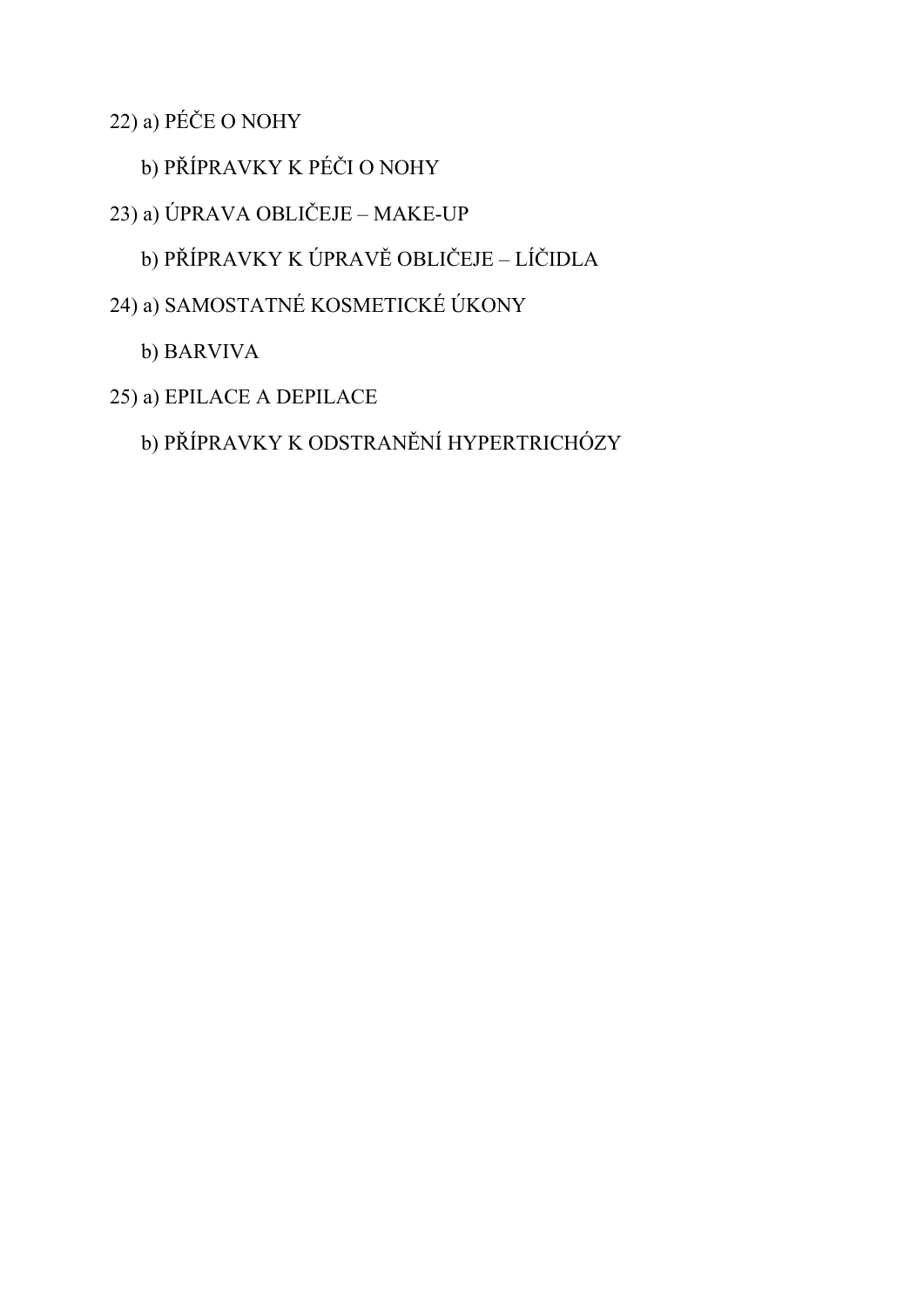22) a) PÉČE O NOHY

    b) PŘÍPRAVKY K PÉČI O NOHY

23) a) ÚPRAVA OBLIČEJE – MAKE-UP

    b) PŘÍPRAVKY K ÚPRAVĚ OBLIČEJE – LÍČIDLA

24) a) SAMOSTATNÉ KOSMETICKÉ ÚKONY

    b) BARVIVA

25) a) EPILACE A DEPILACE

    b) PŘÍPRAVKY K ODSTRANĚNÍ HYPERTRICHÓZY